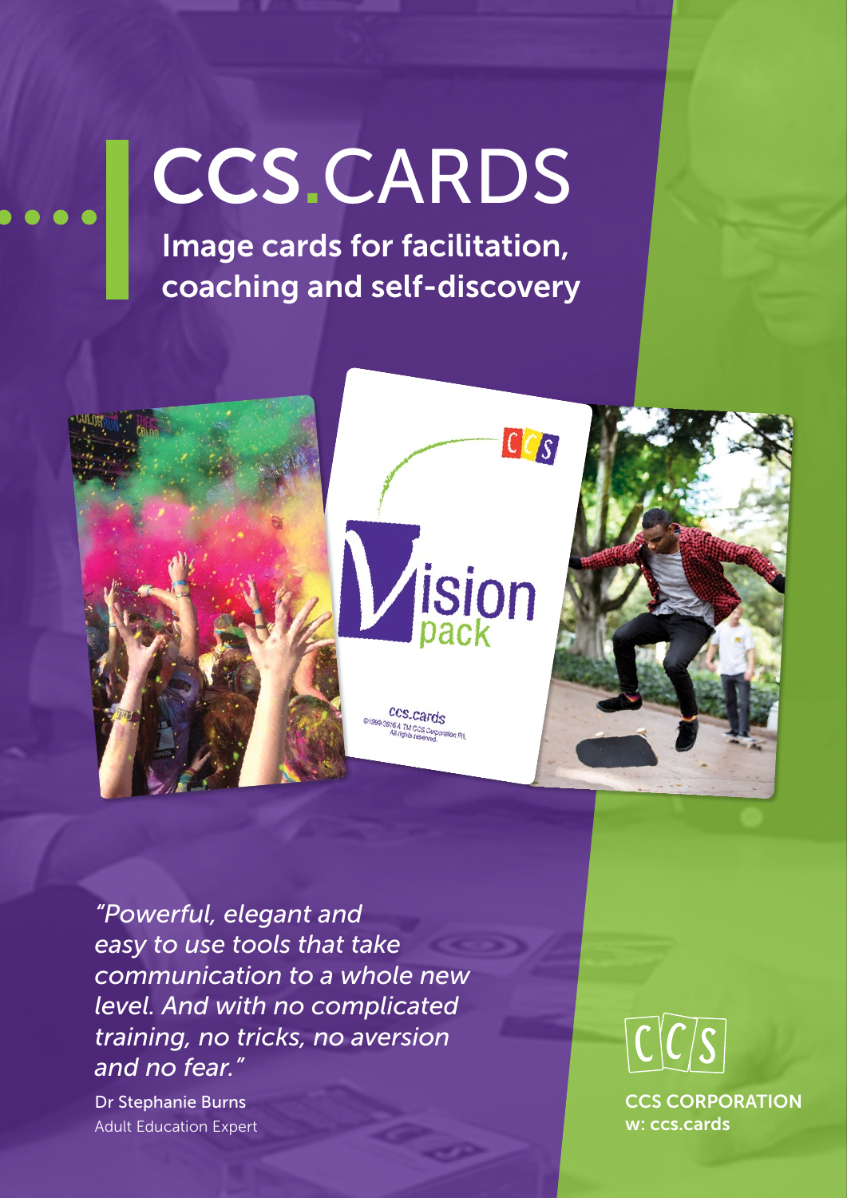# CCS.CARDS

## Image cards for facilitation, coaching and self-discovery

*"Powerful, elegant and easy to use tools that take communication to a whole new level. And with no complicated training, no tricks, no aversion and no fear."*

Dr Stephanie Burns
Adult Education Expert

CCS CORPORATION
w: ccs.cards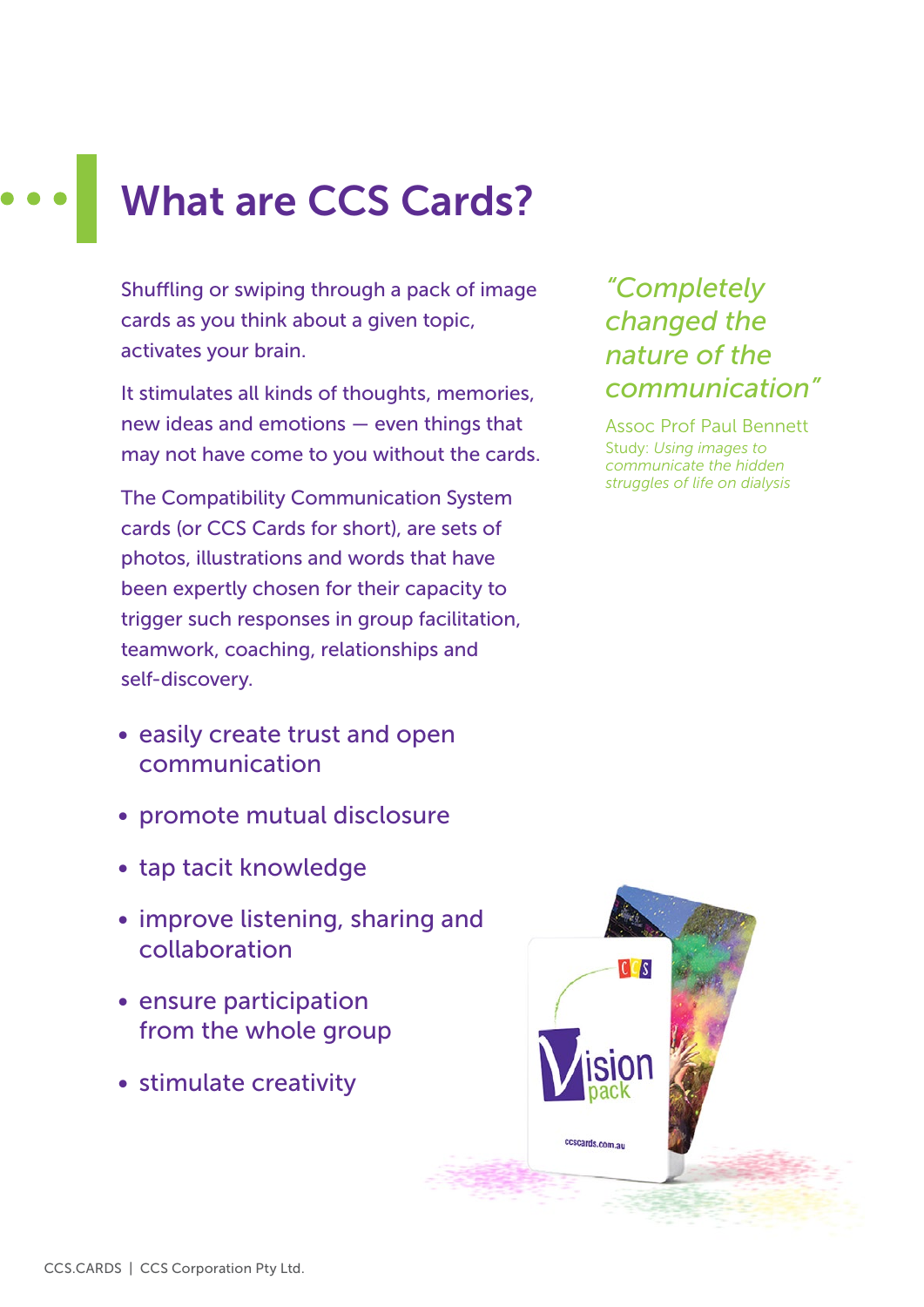# What are CCS Cards?

Shuffling or swiping through a pack of image cards as you think about a given topic, activates your brain.

It stimulates all kinds of thoughts, memories, new ideas and emotions — even things that may not have come to you without the cards.

The Compatibility Communication System cards (or CCS Cards for short), are sets of photos, illustrations and words that have been expertly chosen for their capacity to trigger such responses in group facilitation, teamwork, coaching, relationships and self-discovery.

- easily create trust and open communication
- promote mutual disclosure
- tap tacit knowledge
- improve listening, sharing and collaboration
- ensure participation from the whole group
- stimulate creativity

*"Completely changed the nature of the communication"*

Assoc Prof Paul Bennett
Study: *Using images to communicate the hidden struggles of life on dialysis*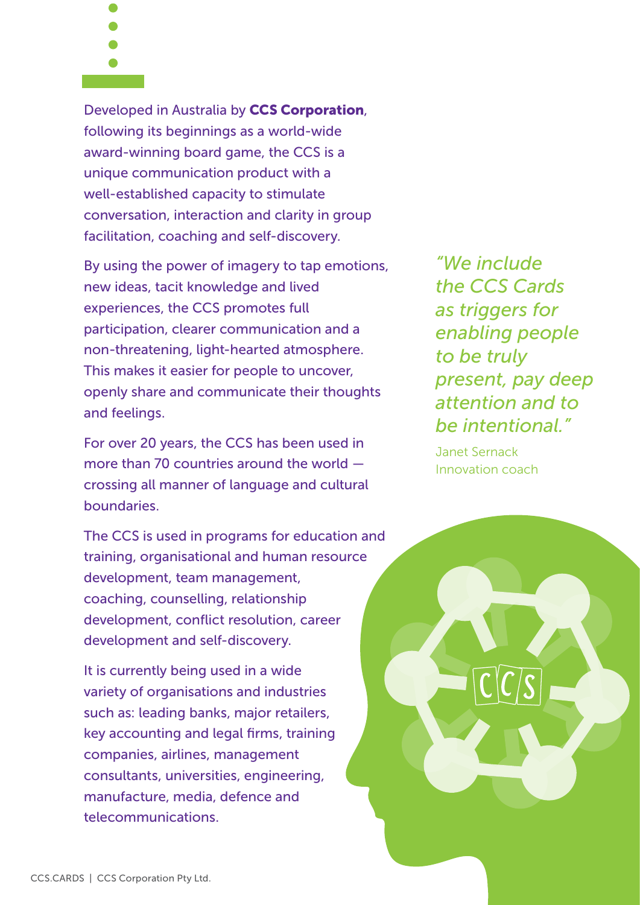Developed in Australia by **CCS Corporation**, following its beginnings as a world-wide award-winning board game, the CCS is a unique communication product with a well-established capacity to stimulate conversation, interaction and clarity in group facilitation, coaching and self-discovery.

By using the power of imagery to tap emotions, new ideas, tacit knowledge and lived experiences, the CCS promotes full participation, clearer communication and a non-threatening, light-hearted atmosphere. This makes it easier for people to uncover, openly share and communicate their thoughts and feelings.

For over 20 years, the CCS has been used in more than 70 countries around the world — crossing all manner of language and cultural boundaries.

The CCS is used in programs for education and training, organisational and human resource development, team management, coaching, counselling, relationship development, conflict resolution, career development and self-discovery.

It is currently being used in a wide variety of organisations and industries such as: leading banks, major retailers, key accounting and legal firms, training companies, airlines, management consultants, universities, engineering, manufacture, media, defence and telecommunications.

*"We include the CCS Cards as triggers for enabling people to be truly present, pay deep attention and to be intentional."*

Janet Sernack
Innovation coach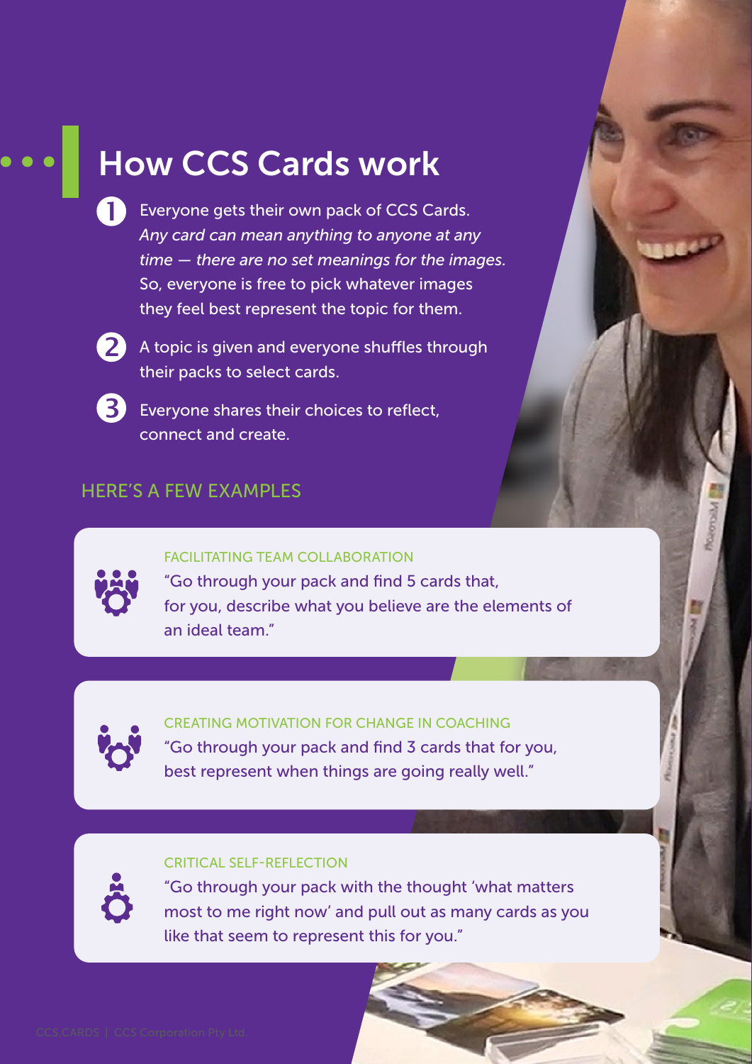# How CCS Cards work

1. Everyone gets their own pack of CCS Cards. *Any card can mean anything to anyone at any time — there are no set meanings for the images.* So, everyone is free to pick whatever images they feel best represent the topic for them.
2. A topic is given and everyone shuffles through their packs to select cards.
3. Everyone shares their choices to reflect, connect and create.

## HERE'S A FEW EXAMPLES

### FACILITATING TEAM COLLABORATION

"Go through your pack and find 5 cards that, for you, describe what you believe are the elements of an ideal team."

### CREATING MOTIVATION FOR CHANGE IN COACHING

"Go through your pack and find 3 cards that for you, best represent when things are going really well."

### CRITICAL SELF-REFLECTION

"Go through your pack with the thought 'what matters most to me right now' and pull out as many cards as you like that seem to represent this for you."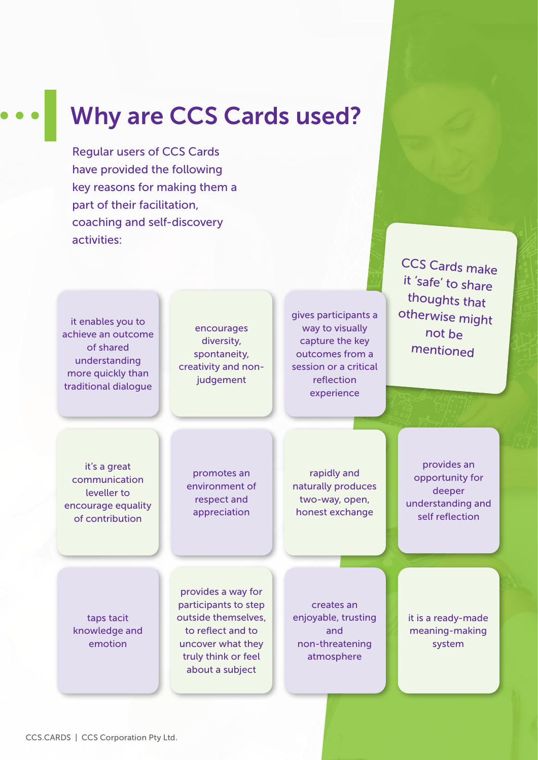# Why are CCS Cards used?

Regular users of CCS Cards have provided the following key reasons for making them a part of their facilitation, coaching and self-discovery activities:

CCS Cards make it 'safe' to share thoughts that otherwise might not be mentioned

- it enables you to achieve an outcome of shared understanding more quickly than traditional dialogue
- encourages diversity, spontaneity, creativity and non-judgement
- gives participants a way to visually capture the key outcomes from a session or a critical reflection experience
- it's a great communication leveller to encourage equality of contribution
- promotes an environment of respect and appreciation
- rapidly and naturally produces two-way, open, honest exchange
- provides an opportunity for deeper understanding and self reflection
- taps tacit knowledge and emotion
- provides a way for participants to step outside themselves, to reflect and to uncover what they truly think or feel about a subject
- creates an enjoyable, trusting and non-threatening atmosphere
- it is a ready-made meaning-making system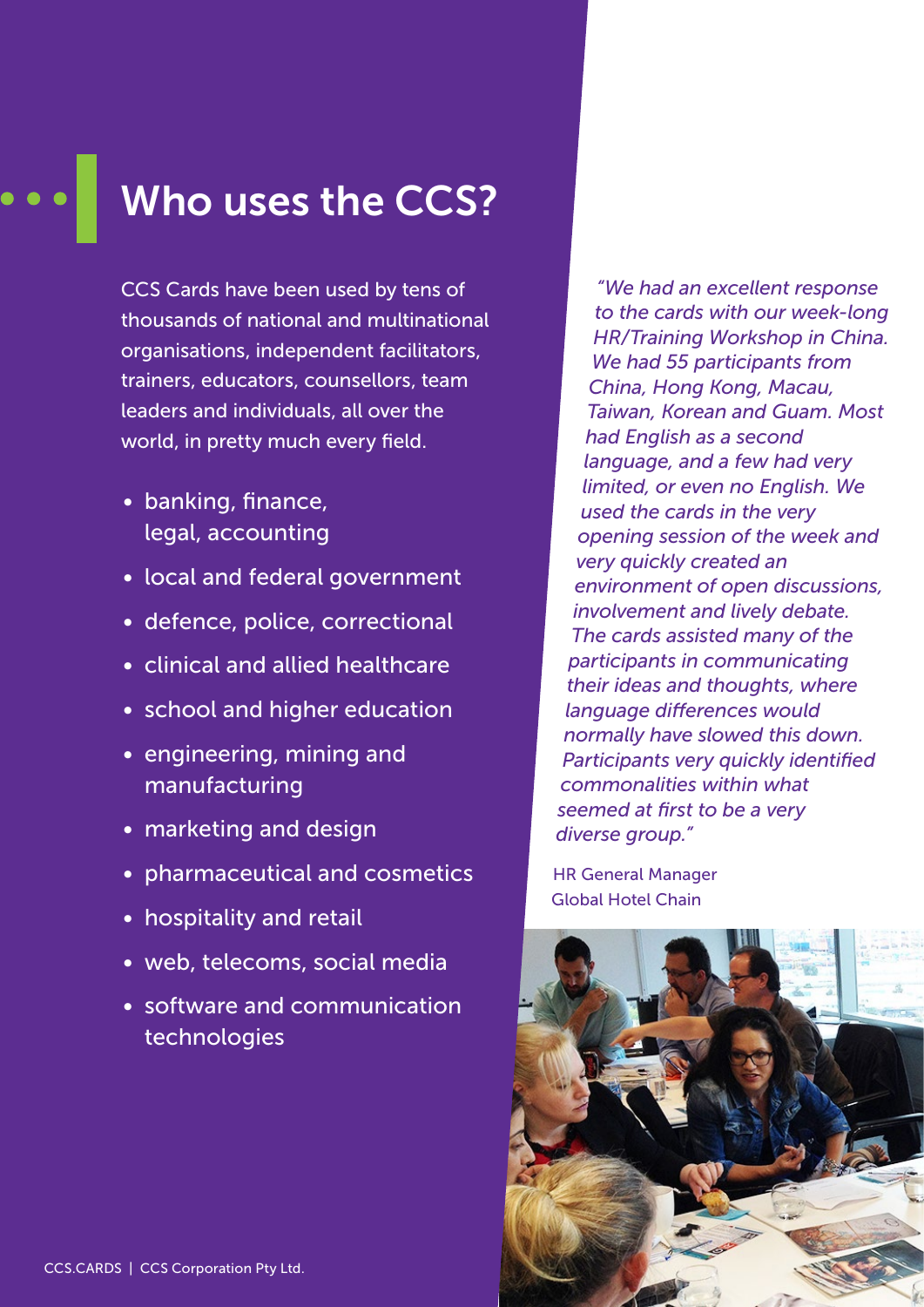# Who uses the CCS?

CCS Cards have been used by tens of thousands of national and multinational organisations, independent facilitators, trainers, educators, counsellors, team leaders and individuals, all over the world, in pretty much every field.

- banking, finance, legal, accounting
- local and federal government
- defence, police, correctional
- clinical and allied healthcare
- school and higher education
- engineering, mining and manufacturing
- marketing and design
- pharmaceutical and cosmetics
- hospitality and retail
- web, telecoms, social media
- software and communication technologies

*"We had an excellent response to the cards with our week-long HR/Training Workshop in China. We had 55 participants from China, Hong Kong, Macau, Taiwan, Korean and Guam. Most had English as a second language, and a few had very limited, or even no English. We used the cards in the very opening session of the week and very quickly created an environment of open discussions, involvement and lively debate. The cards assisted many of the participants in communicating their ideas and thoughts, where language differences would normally have slowed this down. Participants very quickly identified commonalities within what seemed at first to be a very diverse group."*

HR General Manager
Global Hotel Chain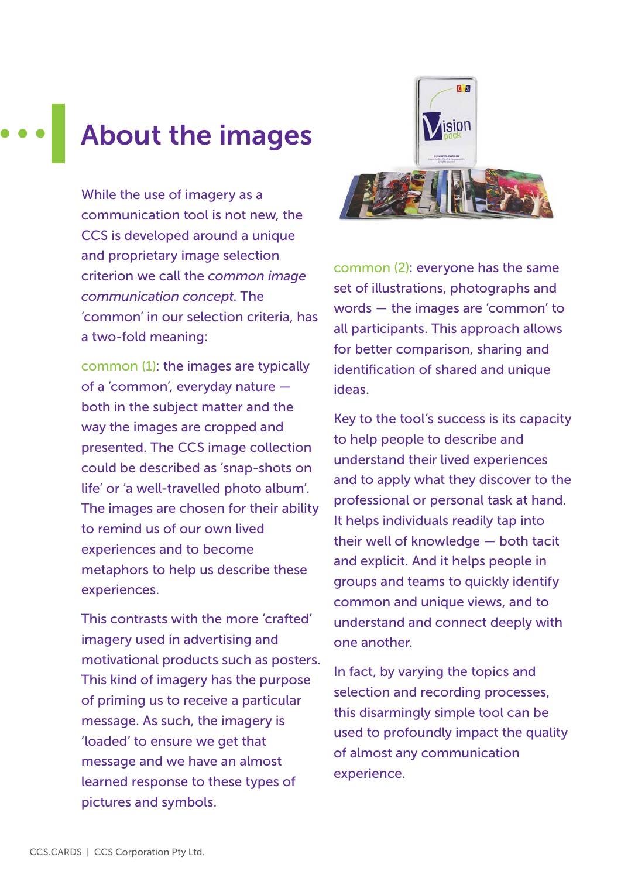# About the images

While the use of imagery as a communication tool is not new, the CCS is developed around a unique and proprietary image selection criterion we call the *common image communication concept*. The 'common' in our selection criteria, has a two-fold meaning:

common (1): the images are typically of a 'common', everyday nature — both in the subject matter and the way the images are cropped and presented. The CCS image collection could be described as 'snap-shots on life' or 'a well-travelled photo album'. The images are chosen for their ability to remind us of our own lived experiences and to become metaphors to help us describe these experiences.

This contrasts with the more 'crafted' imagery used in advertising and motivational products such as posters. This kind of imagery has the purpose of priming us to receive a particular message. As such, the imagery is 'loaded' to ensure we get that message and we have an almost learned response to these types of pictures and symbols.

common (2): everyone has the same set of illustrations, photographs and words — the images are 'common' to all participants. This approach allows for better comparison, sharing and identification of shared and unique ideas.

Key to the tool's success is its capacity to help people to describe and understand their lived experiences and to apply what they discover to the professional or personal task at hand. It helps individuals readily tap into their well of knowledge — both tacit and explicit. And it helps people in groups and teams to quickly identify common and unique views, and to understand and connect deeply with one another.

In fact, by varying the topics and selection and recording processes, this disarmingly simple tool can be used to profoundly impact the quality of almost any communication experience.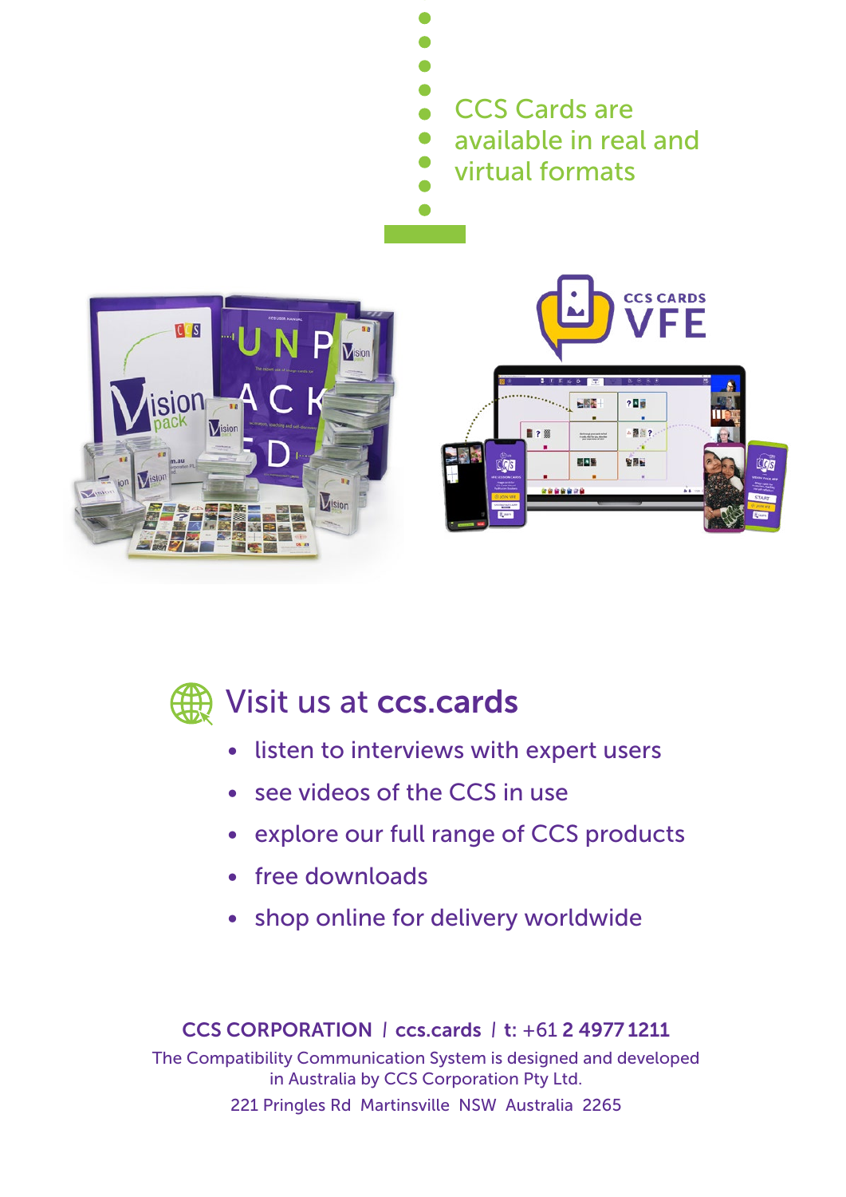CCS Cards are available in real and virtual formats

## Visit us at **ccs.cards**

- listen to interviews with expert users
- see videos of the CCS in use
- explore our full range of CCS products
- free downloads
- shop online for delivery worldwide

**CCS CORPORATION** | **ccs.cards** | **t:** +61 **2 4977 1211**

The Compatibility Communication System is designed and developed in Australia by CCS Corporation Pty Ltd.

221 Pringles Rd Martinsville NSW Australia 2265